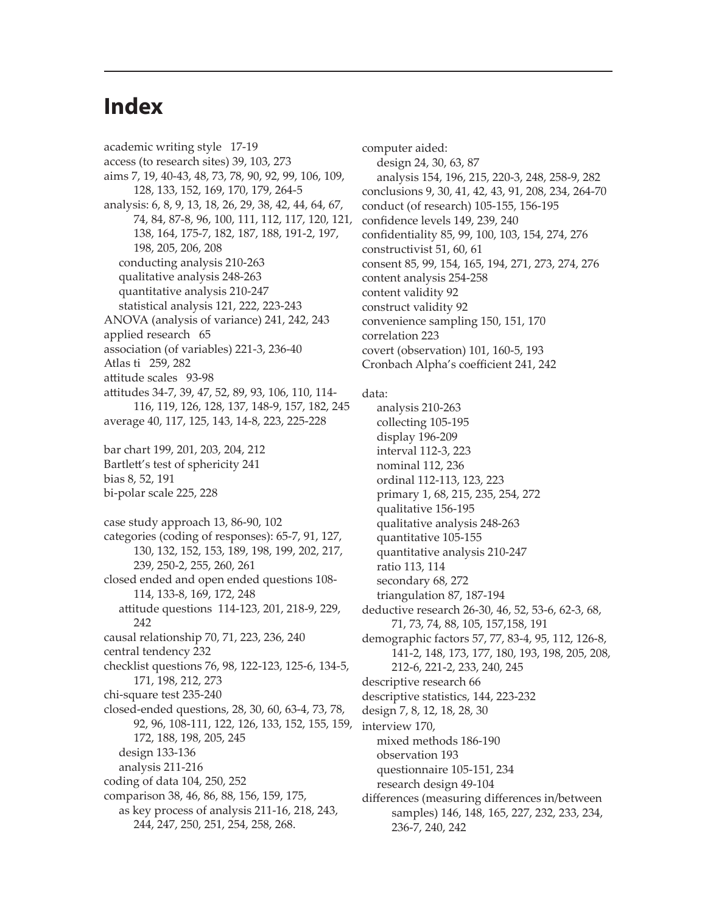# Index

academic writing style 17-19
access (to research sites) 39, 103, 273
aims 7, 19, 40-43, 48, 73, 78, 90, 92, 99, 106, 109, 128, 133, 152, 169, 170, 179, 264-5
analysis: 6, 8, 9, 13, 18, 26, 29, 38, 42, 44, 64, 67, 74, 84, 87-8, 96, 100, 111, 112, 117, 120, 121, 138, 164, 175-7, 182, 187, 188, 191-2, 197, 198, 205, 206, 208
  conducting analysis 210-263
  qualitative analysis 248-263
  quantitative analysis 210-247
  statistical analysis 121, 222, 223-243
ANOVA (analysis of variance) 241, 242, 243
applied research 65
association (of variables) 221-3, 236-40
Atlas ti 259, 282
attitude scales 93-98
attitudes 34-7, 39, 47, 52, 89, 93, 106, 110, 114-116, 119, 126, 128, 137, 148-9, 157, 182, 245
average 40, 117, 125, 143, 14-8, 223, 225-228

bar chart 199, 201, 203, 204, 212
Bartlett's test of sphericity 241
bias 8, 52, 191
bi-polar scale 225, 228

case study approach 13, 86-90, 102
categories (coding of responses): 65-7, 91, 127, 130, 132, 152, 153, 189, 198, 199, 202, 217, 239, 250-2, 255, 260, 261
closed ended and open ended questions 108-114, 133-8, 169, 172, 248
  attitude questions 114-123, 201, 218-9, 229, 242
causal relationship 70, 71, 223, 236, 240
central tendency 232
checklist questions 76, 98, 122-123, 125-6, 134-5, 171, 198, 212, 273
chi-square test 235-240
closed-ended questions, 28, 30, 60, 63-4, 73, 78, 92, 96, 108-111, 122, 126, 133, 152, 155, 159, 172, 188, 198, 205, 245
  design 133-136
  analysis 211-216
coding of data 104, 250, 252
comparison 38, 46, 86, 88, 156, 159, 175,
  as key process of analysis 211-16, 218, 243, 244, 247, 250, 251, 254, 258, 268.

computer aided:
  design 24, 30, 63, 87
  analysis 154, 196, 215, 220-3, 248, 258-9, 282
conclusions 9, 30, 41, 42, 43, 91, 208, 234, 264-70
conduct (of research) 105-155, 156-195
confidence levels 149, 239, 240
confidentiality 85, 99, 100, 103, 154, 274, 276
constructivist 51, 60, 61
consent 85, 99, 154, 165, 194, 271, 273, 274, 276
content analysis 254-258
content validity 92
construct validity 92
convenience sampling 150, 151, 170
correlation 223
covert (observation) 101, 160-5, 193
Cronbach Alpha's coefficient 241, 242

data:
  analysis 210-263
  collecting 105-195
  display 196-209
  interval 112-3, 223
  nominal 112, 236
  ordinal 112-113, 123, 223
  primary 1, 68, 215, 235, 254, 272
  qualitative 156-195
  qualitative analysis 248-263
  quantitative 105-155
  quantitative analysis 210-247
  ratio 113, 114
  secondary 68, 272
  triangulation 87, 187-194
deductive research 26-30, 46, 52, 53-6, 62-3, 68, 71, 73, 74, 88, 105, 157,158, 191
demographic factors 57, 77, 83-4, 95, 112, 126-8, 141-2, 148, 173, 177, 180, 193, 198, 205, 208, 212-6, 221-2, 233, 240, 245
descriptive research 66
descriptive statistics, 144, 223-232
design 7, 8, 12, 18, 28, 30
interview 170,
  mixed methods 186-190
  observation 193
  questionnaire 105-151, 234
  research design 49-104
differences (measuring differences in/between samples) 146, 148, 165, 227, 232, 233, 234, 236-7, 240, 242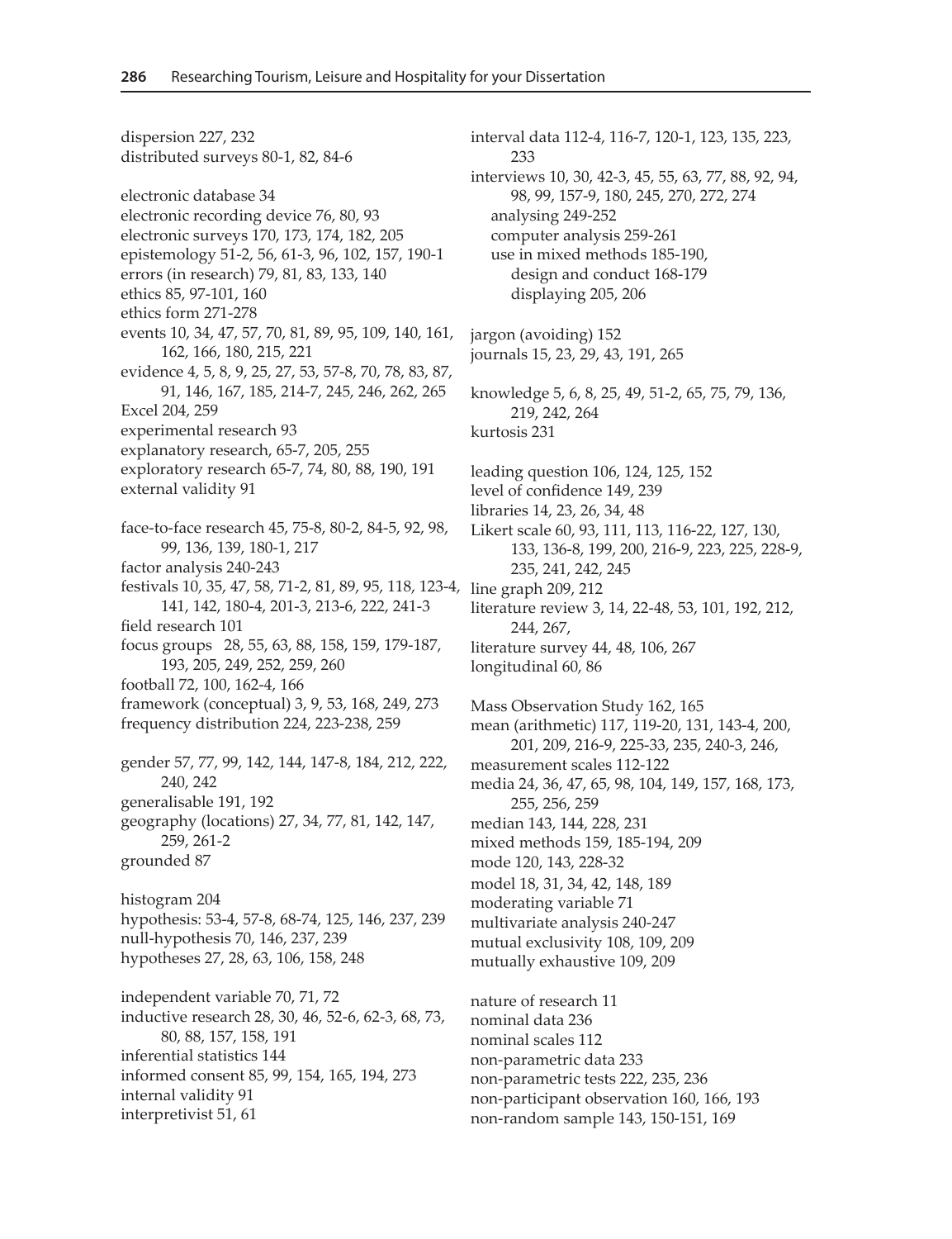dispersion 227, 232
distributed surveys 80-1, 82, 84-6

electronic database 34
electronic recording device 76, 80, 93
electronic surveys 170, 173, 174, 182, 205
epistemology 51-2, 56, 61-3, 96, 102, 157, 190-1
errors (in research) 79, 81, 83, 133, 140
ethics 85, 97-101, 160
ethics form 271-278
events 10, 34, 47, 57, 70, 81, 89, 95, 109, 140, 161, 162, 166, 180, 215, 221
evidence 4, 5, 8, 9, 25, 27, 53, 57-8, 70, 78, 83, 87, 91, 146, 167, 185, 214-7, 245, 246, 262, 265
Excel 204, 259
experimental research 93
explanatory research, 65-7, 205, 255
exploratory research 65-7, 74, 80, 88, 190, 191
external validity 91

face-to-face research 45, 75-8, 80-2, 84-5, 92, 98, 99, 136, 139, 180-1, 217
factor analysis 240-243
festivals 10, 35, 47, 58, 71-2, 81, 89, 95, 118, 123-4, 141, 142, 180-4, 201-3, 213-6, 222, 241-3
field research 101
focus groups 28, 55, 63, 88, 158, 159, 179-187, 193, 205, 249, 252, 259, 260
football 72, 100, 162-4, 166
framework (conceptual) 3, 9, 53, 168, 249, 273
frequency distribution 224, 223-238, 259

gender 57, 77, 99, 142, 144, 147-8, 184, 212, 222, 240, 242
generalisable 191, 192
geography (locations) 27, 34, 77, 81, 142, 147, 259, 261-2
grounded 87

histogram 204
hypothesis: 53-4, 57-8, 68-74, 125, 146, 237, 239
null-hypothesis 70, 146, 237, 239
hypotheses 27, 28, 63, 106, 158, 248

independent variable 70, 71, 72
inductive research 28, 30, 46, 52-6, 62-3, 68, 73, 80, 88, 157, 158, 191
inferential statistics 144
informed consent 85, 99, 154, 165, 194, 273
internal validity 91
interpretivist 51, 61
interval data 112-4, 116-7, 120-1, 123, 135, 223, 233
interviews 10, 30, 42-3, 45, 55, 63, 77, 88, 92, 94, 98, 99, 157-9, 180, 245, 270, 272, 274
- analysing 249-252
- computer analysis 259-261
- use in mixed methods 185-190, design and conduct 168-179
  - displaying 205, 206

jargon (avoiding) 152
journals 15, 23, 29, 43, 191, 265

knowledge 5, 6, 8, 25, 49, 51-2, 65, 75, 79, 136, 219, 242, 264
kurtosis 231

leading question 106, 124, 125, 152
level of confidence 149, 239
libraries 14, 23, 26, 34, 48
Likert scale 60, 93, 111, 113, 116-22, 127, 130, 133, 136-8, 199, 200, 216-9, 223, 225, 228-9, 235, 241, 242, 245
line graph 209, 212
literature review 3, 14, 22-48, 53, 101, 192, 212, 244, 267,
literature survey 44, 48, 106, 267
longitudinal 60, 86

Mass Observation Study 162, 165
mean (arithmetic) 117, 119-20, 131, 143-4, 200, 201, 209, 216-9, 225-33, 235, 240-3, 246,
measurement scales 112-122
media 24, 36, 47, 65, 98, 104, 149, 157, 168, 173, 255, 256, 259
median 143, 144, 228, 231
mixed methods 159, 185-194, 209
mode 120, 143, 228-32
model 18, 31, 34, 42, 148, 189
moderating variable 71
multivariate analysis 240-247
mutual exclusivity 108, 109, 209
mutually exhaustive 109, 209

nature of research 11
nominal data 236
nominal scales 112
non-parametric data 233
non-parametric tests 222, 235, 236
non-participant observation 160, 166, 193
non-random sample 143, 150-151, 169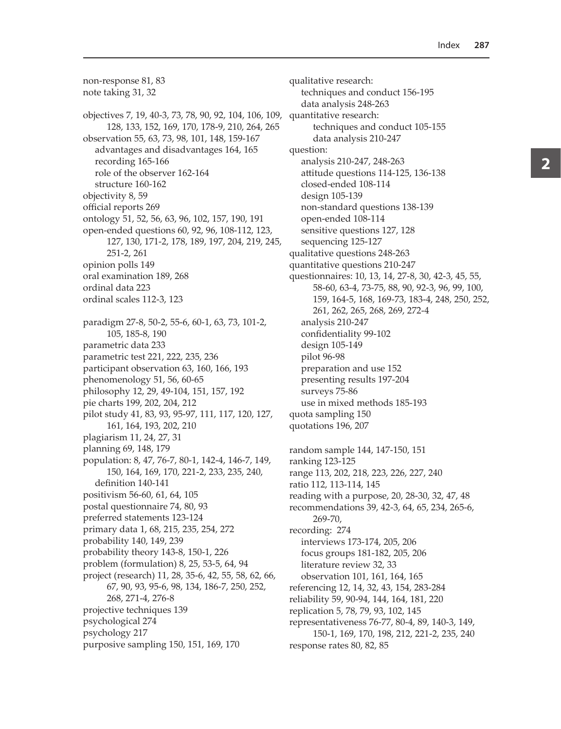non-response 81, 83
note taking 31, 32

objectives 7, 19, 40-3, 73, 78, 90, 92, 104, 106, 109, 128, 133, 152, 169, 170, 178-9, 210, 264, 265
observation 55, 63, 73, 98, 101, 148, 159-167
- advantages and disadvantages 164, 165
- recording 165-166
- role of the observer 162-164
- structure 160-162

objectivity 8, 59
official reports 269
ontology 51, 52, 56, 63, 96, 102, 157, 190, 191
open-ended questions 60, 92, 96, 108-112, 123, 127, 130, 171-2, 178, 189, 197, 204, 219, 245, 251-2, 261
opinion polls 149
oral examination 189, 268
ordinal data 223
ordinal scales 112-3, 123

paradigm 27-8, 50-2, 55-6, 60-1, 63, 73, 101-2, 105, 185-8, 190
parametric data 233
parametric test 221, 222, 235, 236
participant observation 63, 160, 166, 193
phenomenology 51, 56, 60-65
philosophy 12, 29, 49-104, 151, 157, 192
pie charts 199, 202, 204, 212
pilot study 41, 83, 93, 95-97, 111, 117, 120, 127, 161, 164, 193, 202, 210
plagiarism 11, 24, 27, 31
planning 69, 148, 179
population: 8, 47, 76-7, 80-1, 142-4, 146-7, 149, 150, 164, 169, 170, 221-2, 233, 235, 240,
- definition 140-141

positivism 56-60, 61, 64, 105
postal questionnaire 74, 80, 93
preferred statements 123-124
primary data 1, 68, 215, 235, 254, 272
probability 140, 149, 239
probability theory 143-8, 150-1, 226
problem (formulation) 8, 25, 53-5, 64, 94
project (research) 11, 28, 35-6, 42, 55, 58, 62, 66, 67, 90, 93, 95-6, 98, 134, 186-7, 250, 252, 268, 271-4, 276-8
projective techniques 139
psychological 274
psychology 217
purposive sampling 150, 151, 169, 170

qualitative research:
- techniques and conduct 156-195
- data analysis 248-263

quantitative research:
- techniques and conduct 105-155
- data analysis 210-247

question:
- analysis 210-247, 248-263
- attitude questions 114-125, 136-138
- closed-ended 108-114
- design 105-139
- non-standard questions 138-139
- open-ended 108-114
- sensitive questions 127, 128
- sequencing 125-127

qualitative questions 248-263
quantitative questions 210-247
questionnaires: 10, 13, 14, 27-8, 30, 42-3, 45, 55, 58-60, 63-4, 73-75, 88, 90, 92-3, 96, 99, 100, 159, 164-5, 168, 169-73, 183-4, 248, 250, 252, 261, 262, 265, 268, 269, 272-4
- analysis 210-247
- confidentiality 99-102
- design 105-149
- pilot 96-98
- preparation and use 152
- presenting results 197-204
- surveys 75-86
- use in mixed methods 185-193

quota sampling 150
quotations 196, 207

random sample 144, 147-150, 151
ranking 123-125
range 113, 202, 218, 223, 226, 227, 240
ratio 112, 113-114, 145
reading with a purpose, 20, 28-30, 32, 47, 48
recommendations 39, 42-3, 64, 65, 234, 265-6, 269-70,
recording: 274
- interviews 173-174, 205, 206
- focus groups 181-182, 205, 206
- literature review 32, 33
- observation 101, 161, 164, 165

referencing 12, 14, 32, 43, 154, 283-284
reliability 59, 90-94, 144, 164, 181, 220
replication 5, 78, 79, 93, 102, 145
representativeness 76-77, 80-4, 89, 140-3, 149, 150-1, 169, 170, 198, 212, 221-2, 235, 240
response rates 80, 82, 85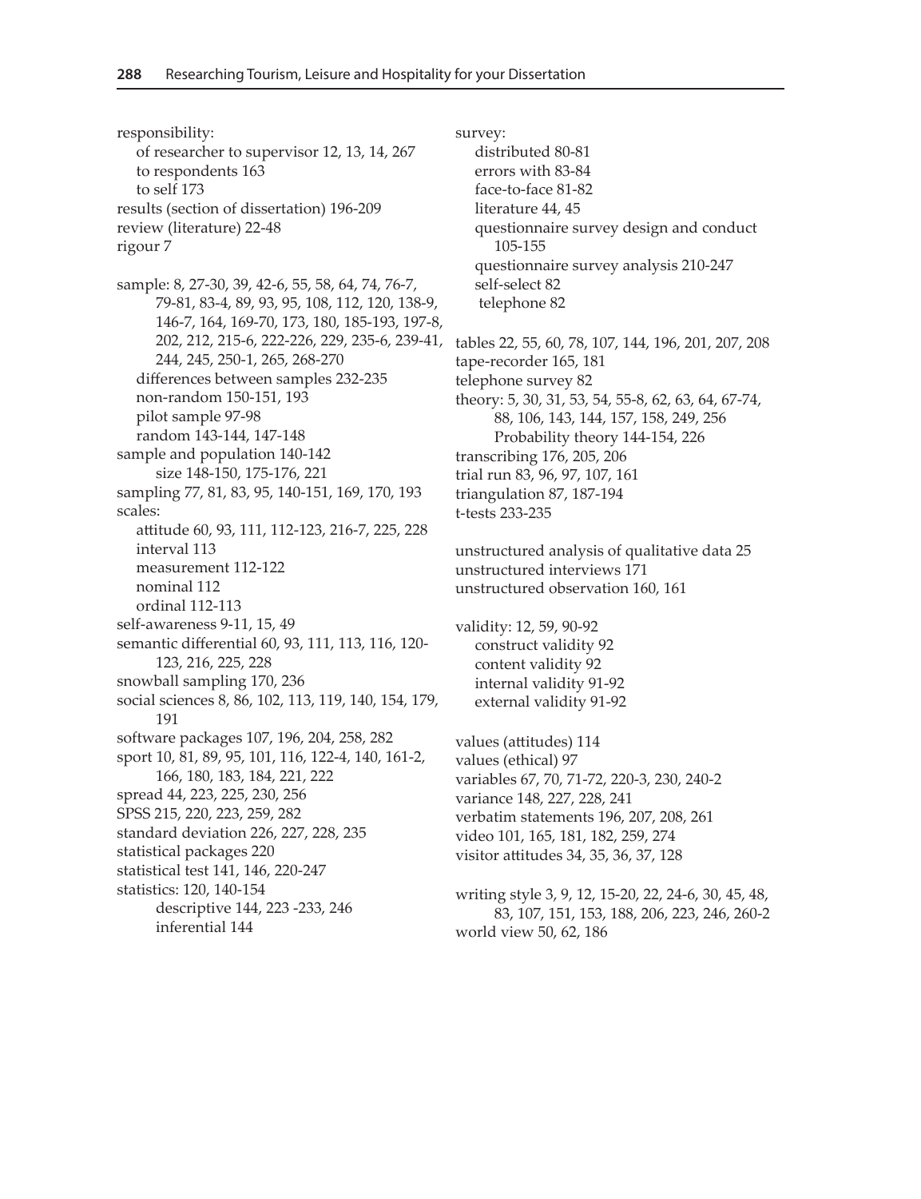responsibility:
   of researcher to supervisor 12, 13, 14, 267
   to respondents 163
   to self 173
results (section of dissertation) 196-209
review (literature) 22-48
rigour 7

sample: 8, 27-30, 39, 42-6, 55, 58, 64, 74, 76-7, 79-81, 83-4, 89, 93, 95, 108, 112, 120, 138-9, 146-7, 164, 169-70, 173, 180, 185-193, 197-8, 202, 212, 215-6, 222-226, 229, 235-6, 239-41, 244, 245, 250-1, 265, 268-270
   differences between samples 232-235
   non-random 150-151, 193
   pilot sample 97-98
   random 143-144, 147-148
sample and population 140-142
      size 148-150, 175-176, 221
sampling 77, 81, 83, 95, 140-151, 169, 170, 193
scales:
   attitude 60, 93, 111, 112-123, 216-7, 225, 228
   interval 113
   measurement 112-122
   nominal 112
   ordinal 112-113
self-awareness 9-11, 15, 49
semantic differential 60, 93, 111, 113, 116, 120-123, 216, 225, 228
snowball sampling 170, 236
social sciences 8, 86, 102, 113, 119, 140, 154, 179, 191
software packages 107, 196, 204, 258, 282
sport 10, 81, 89, 95, 101, 116, 122-4, 140, 161-2, 166, 180, 183, 184, 221, 222
spread 44, 223, 225, 230, 256
SPSS 215, 220, 223, 259, 282
standard deviation 226, 227, 228, 235
statistical packages 220
statistical test 141, 146, 220-247
statistics: 120, 140-154
      descriptive 144, 223 -233, 246
      inferential 144

survey:
   distributed 80-81
   errors with 83-84
   face-to-face 81-82
   literature 44, 45
   questionnaire survey design and conduct 105-155
   questionnaire survey analysis 210-247
   self-select 82
   telephone 82

tables 22, 55, 60, 78, 107, 144, 196, 201, 207, 208
tape-recorder 165, 181
telephone survey 82
theory: 5, 30, 31, 53, 54, 55-8, 62, 63, 64, 67-74, 88, 106, 143, 144, 157, 158, 249, 256
      Probability theory 144-154, 226
transcribing 176, 205, 206
trial run 83, 96, 97, 107, 161
triangulation 87, 187-194
t-tests 233-235

unstructured analysis of qualitative data 25
unstructured interviews 171
unstructured observation 160, 161

validity: 12, 59, 90-92
   construct validity 92
   content validity 92
   internal validity 91-92
   external validity 91-92

values (attitudes) 114
values (ethical) 97
variables 67, 70, 71-72, 220-3, 230, 240-2
variance 148, 227, 228, 241
verbatim statements 196, 207, 208, 261
video 101, 165, 181, 182, 259, 274
visitor attitudes 34, 35, 36, 37, 128

writing style 3, 9, 12, 15-20, 22, 24-6, 30, 45, 48, 83, 107, 151, 153, 188, 206, 223, 246, 260-2
world view 50, 62, 186